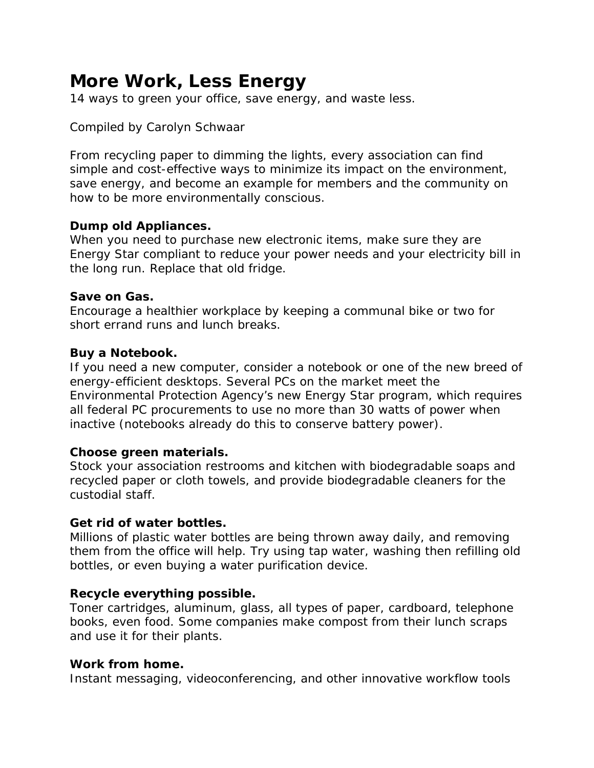# More Work, Less Energy

14 ways to green your office, save energy, and waste less.

Compiled by Carolyn Schwaar

From recycling paper to dimming the lights, every association can find simple and cost-effective ways to minimize its impact on the environment, save energy, and become an example for members and the community on how to be more environmentally conscious.

**Dump old Appliances.**
When you need to purchase new electronic items, make sure they are Energy Star compliant to reduce your power needs and your electricity bill in the long run. Replace that old fridge.

**Save on Gas.**
Encourage a healthier workplace by keeping a communal bike or two for short errand runs and lunch breaks.

**Buy a Notebook.**
If you need a new computer, consider a notebook or one of the new breed of energy-efficient desktops. Several PCs on the market meet the Environmental Protection Agency's new Energy Star program, which requires all federal PC procurements to use no more than 30 watts of power when inactive (notebooks already do this to conserve battery power).

**Choose green materials.**
Stock your association restrooms and kitchen with biodegradable soaps and recycled paper or cloth towels, and provide biodegradable cleaners for the custodial staff.

**Get rid of water bottles.**
Millions of plastic water bottles are being thrown away daily, and removing them from the office will help. Try using tap water, washing then refilling old bottles, or even buying a water purification device.

**Recycle everything possible.**
Toner cartridges, aluminum, glass, all types of paper, cardboard, telephone books, even food. Some companies make compost from their lunch scraps and use it for their plants.

**Work from home.**
Instant messaging, videoconferencing, and other innovative workflow tools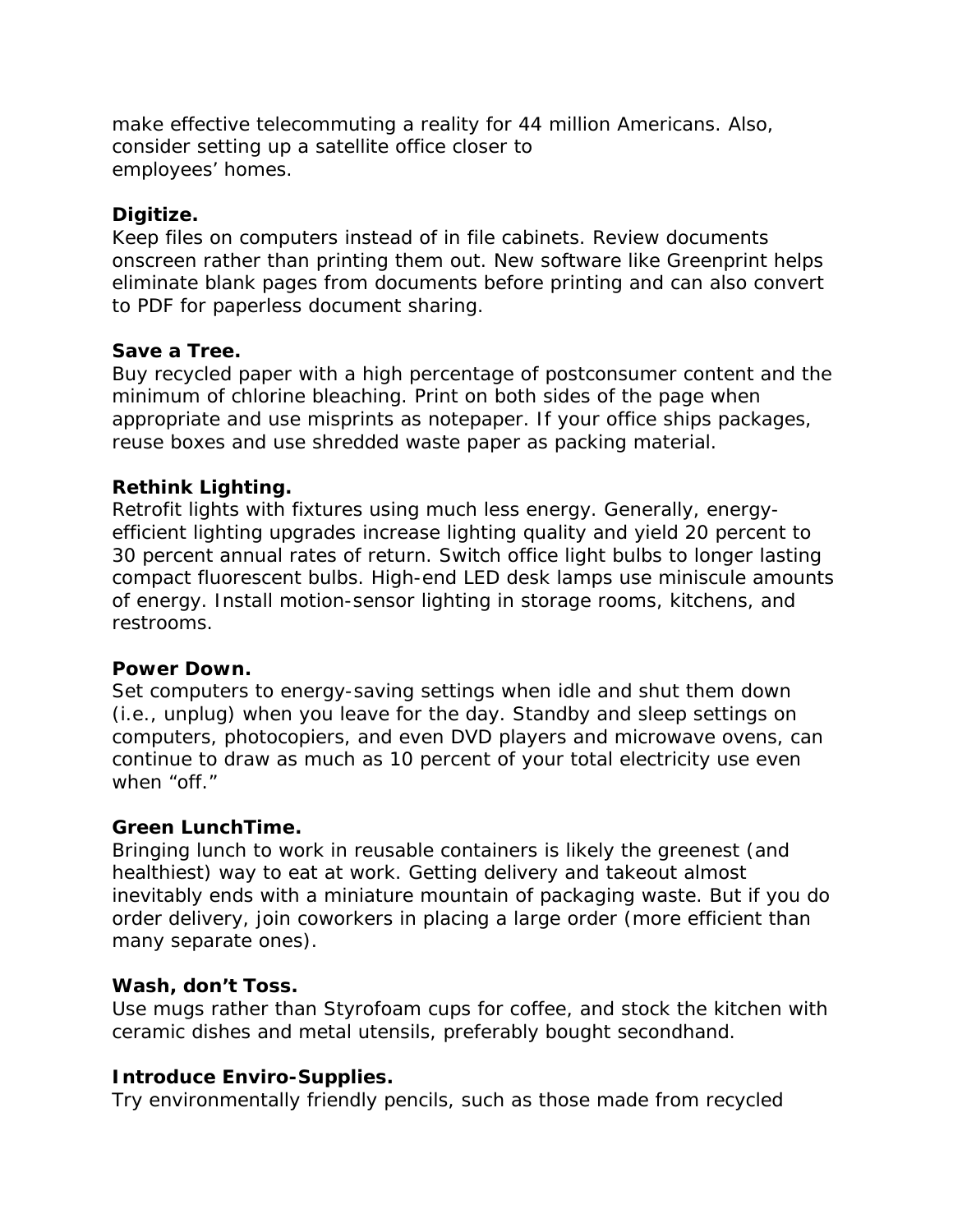make effective telecommuting a reality for 44 million Americans. Also, consider setting up a satellite office closer to employees' homes.

**Digitize.**
Keep files on computers instead of in file cabinets. Review documents onscreen rather than printing them out. New software like Greenprint helps eliminate blank pages from documents before printing and can also convert to PDF for paperless document sharing.

**Save a Tree.**
Buy recycled paper with a high percentage of postconsumer content and the minimum of chlorine bleaching. Print on both sides of the page when appropriate and use misprints as notepaper. If your office ships packages, reuse boxes and use shredded waste paper as packing material.

**Rethink Lighting.**
Retrofit lights with fixtures using much less energy. Generally, energy-efficient lighting upgrades increase lighting quality and yield 20 percent to 30 percent annual rates of return. Switch office light bulbs to longer lasting compact fluorescent bulbs. High-end LED desk lamps use miniscule amounts of energy. Install motion-sensor lighting in storage rooms, kitchens, and restrooms.

**Power Down.**
Set computers to energy-saving settings when idle and shut them down (i.e., unplug) when you leave for the day. Standby and sleep settings on computers, photocopiers, and even DVD players and microwave ovens, can continue to draw as much as 10 percent of your total electricity use even when "off."

**Green LunchTime.**
Bringing lunch to work in reusable containers is likely the greenest (and healthiest) way to eat at work. Getting delivery and takeout almost inevitably ends with a miniature mountain of packaging waste. But if you do order delivery, join coworkers in placing a large order (more efficient than many separate ones).

**Wash, don't Toss.**
Use mugs rather than Styrofoam cups for coffee, and stock the kitchen with ceramic dishes and metal utensils, preferably bought secondhand.

**Introduce Enviro-Supplies.**
Try environmentally friendly pencils, such as those made from recycled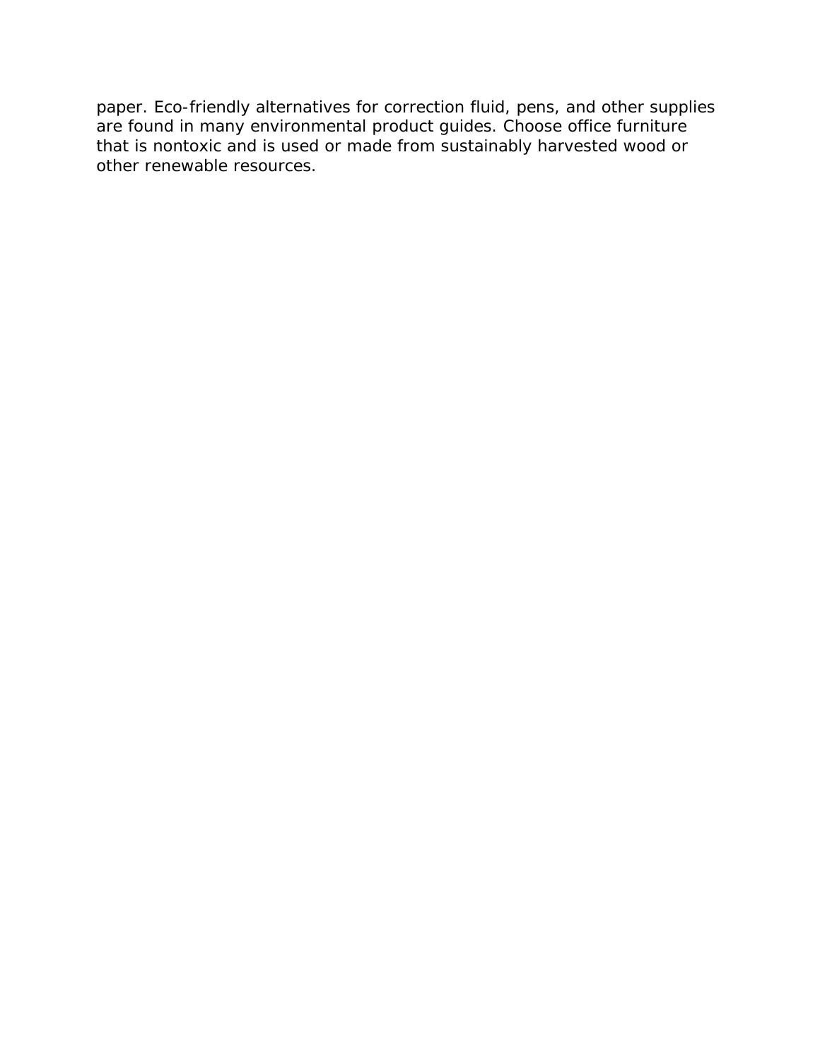paper. Eco-friendly alternatives for correction fluid, pens, and other supplies are found in many environmental product guides. Choose office furniture that is nontoxic and is used or made from sustainably harvested wood or other renewable resources.